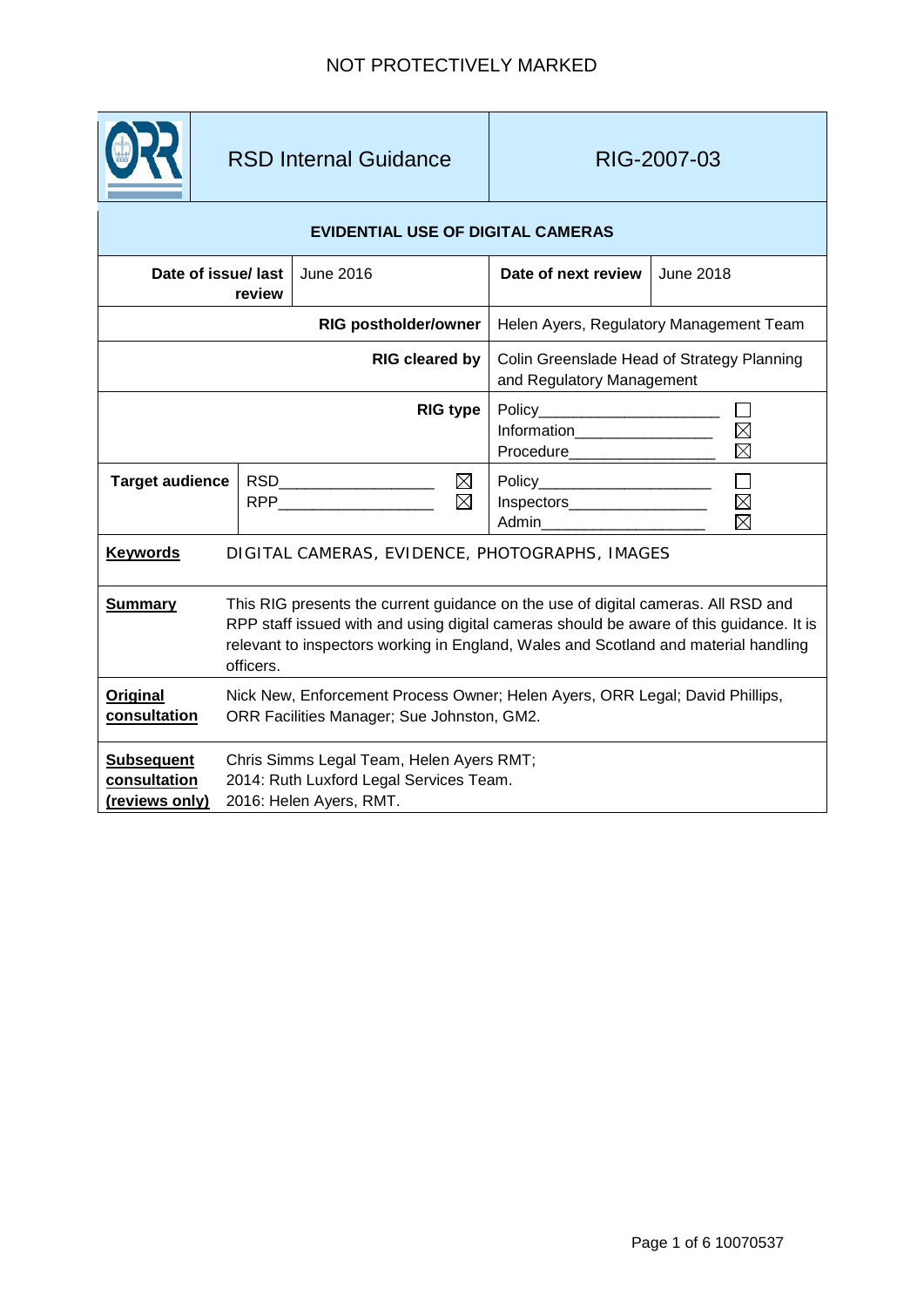NOT PROTECTIVELY MARKED

| | RSD Internal Guidance | RIG-2007-03 |
|---|---|---|

**EVIDENTIAL USE OF DIGITAL CAMERAS**

| | | | |
|---|---|---|---|
| **Date of issue/ last review** | June 2016 | **Date of next review** | June 2018 |
| **RIG postholder/owner** | | Helen Ayers, Regulatory Management Team | |
| **RIG cleared by** | | Colin Greenslade Head of Strategy Planning and Regulatory Management | |
| **RIG type** | | Policy ☐<br>Information ☒<br>Procedure ☒ | |
| **Target audience** | RSD ☒<br>RPP ☒ | Policy ☐<br>Inspectors ☒<br>Admin ☒ | |

| | |
|---|---|
| **Keywords** | DIGITAL CAMERAS, EVIDENCE, PHOTOGRAPHS, IMAGES |
| **Summary** | This RIG presents the current guidance on the use of digital cameras. All RSD and RPP staff issued with and using digital cameras should be aware of this guidance. It is relevant to inspectors working in England, Wales and Scotland and material handling officers. |
| **Original consultation** | Nick New, Enforcement Process Owner; Helen Ayers, ORR Legal; David Phillips, ORR Facilities Manager; Sue Johnston, GM2. |
| **Subsequent consultation (reviews only)** | Chris Simms Legal Team, Helen Ayers RMT;<br>2014: Ruth Luxford Legal Services Team.<br>2016: Helen Ayers, RMT. |

10070537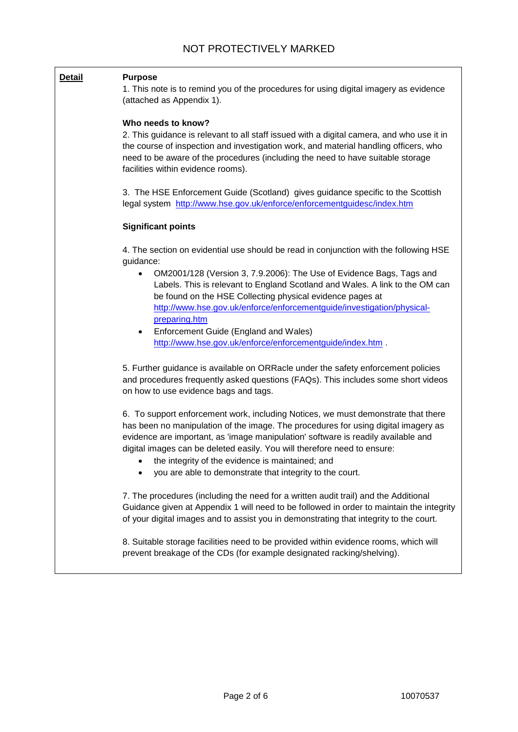## Detail

### Purpose

1. This note is to remind you of the procedures for using digital imagery as evidence (attached as Appendix 1).

### Who needs to know?

2. This guidance is relevant to all staff issued with a digital camera, and who use it in the course of inspection and investigation work, and material handling officers, who need to be aware of the procedures (including the need to have suitable storage facilities within evidence rooms).

3. The HSE Enforcement Guide (Scotland) gives guidance specific to the Scottish legal system http://www.hse.gov.uk/enforce/enforcementguidesc/index.htm

### Significant points

4. The section on evidential use should be read in conjunction with the following HSE guidance:

- OM2001/128 (Version 3, 7.9.2006): The Use of Evidence Bags, Tags and Labels. This is relevant to England Scotland and Wales. A link to the OM can be found on the HSE Collecting physical evidence pages at http://www.hse.gov.uk/enforce/enforcementguide/investigation/physical-preparing.htm
- Enforcement Guide (England and Wales) http://www.hse.gov.uk/enforce/enforcementguide/index.htm .

5. Further guidance is available on ORRacle under the safety enforcement policies and procedures frequently asked questions (FAQs). This includes some short videos on how to use evidence bags and tags.

6. To support enforcement work, including Notices, we must demonstrate that there has been no manipulation of the image. The procedures for using digital imagery as evidence are important, as 'image manipulation' software is readily available and digital images can be deleted easily. You will therefore need to ensure:

- the integrity of the evidence is maintained; and
- you are able to demonstrate that integrity to the court.

7. The procedures (including the need for a written audit trail) and the Additional Guidance given at Appendix 1 will need to be followed in order to maintain the integrity of your digital images and to assist you in demonstrating that integrity to the court.

8. Suitable storage facilities need to be provided within evidence rooms, which will prevent breakage of the CDs (for example designated racking/shelving).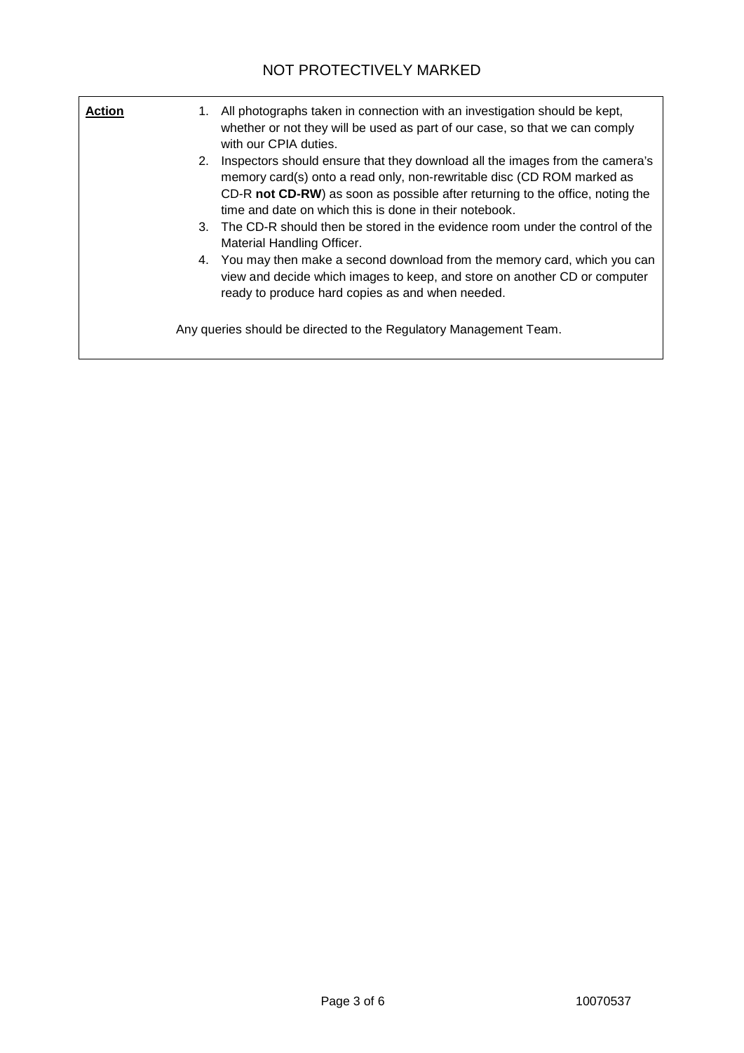NOT PROTECTIVELY MARKED

| **Action** | |
|---|---|
| | 1. All photographs taken in connection with an investigation should be kept, whether or not they will be used as part of our case, so that we can comply with our CPIA duties.<br>2. Inspectors should ensure that they download all the images from the camera's memory card(s) onto a read only, non-rewritable disc (CD ROM marked as CD-R **not CD-RW**) as soon as possible after returning to the office, noting the time and date on which this is done in their notebook.<br>3. The CD-R should then be stored in the evidence room under the control of the Material Handling Officer.<br>4. You may then make a second download from the memory card, which you can view and decide which images to keep, and store on another CD or computer ready to produce hard copies as and when needed.<br><br>Any queries should be directed to the Regulatory Management Team. |

10070537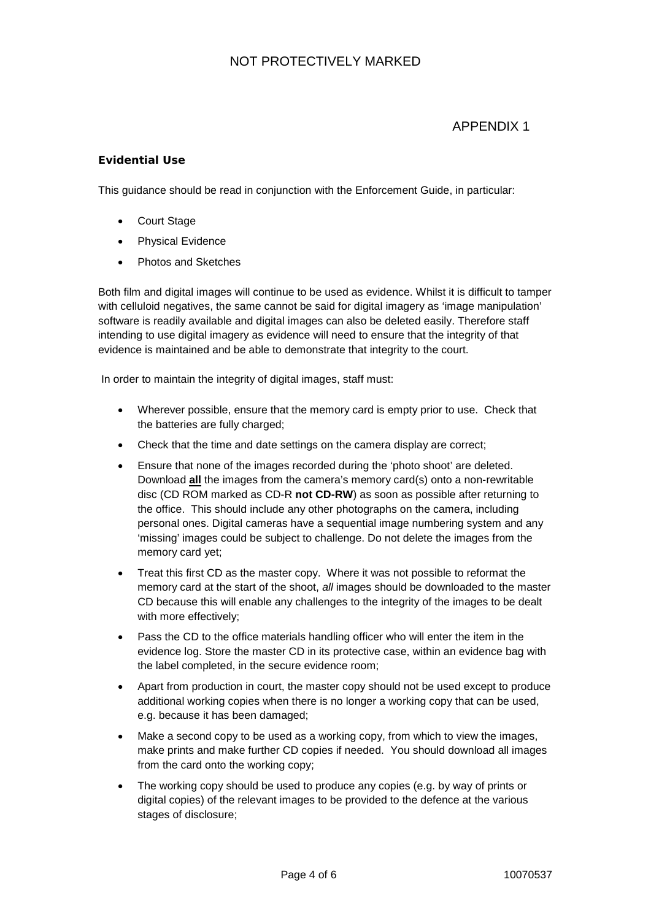APPENDIX 1

### Evidential Use

This guidance should be read in conjunction with the Enforcement Guide, in particular:

- Court Stage
- Physical Evidence
- Photos and Sketches

Both film and digital images will continue to be used as evidence. Whilst it is difficult to tamper with celluloid negatives, the same cannot be said for digital imagery as 'image manipulation' software is readily available and digital images can also be deleted easily. Therefore staff intending to use digital imagery as evidence will need to ensure that the integrity of that evidence is maintained and be able to demonstrate that integrity to the court.

In order to maintain the integrity of digital images, staff must:

- Wherever possible, ensure that the memory card is empty prior to use. Check that the batteries are fully charged;
- Check that the time and date settings on the camera display are correct;
- Ensure that none of the images recorded during the 'photo shoot' are deleted. Download **all** the images from the camera's memory card(s) onto a non-rewritable disc (CD ROM marked as CD-R **not CD-RW**) as soon as possible after returning to the office. This should include any other photographs on the camera, including personal ones. Digital cameras have a sequential image numbering system and any 'missing' images could be subject to challenge. Do not delete the images from the memory card yet;
- Treat this first CD as the master copy. Where it was not possible to reformat the memory card at the start of the shoot, *all* images should be downloaded to the master CD because this will enable any challenges to the integrity of the images to be dealt with more effectively;
- Pass the CD to the office materials handling officer who will enter the item in the evidence log. Store the master CD in its protective case, within an evidence bag with the label completed, in the secure evidence room;
- Apart from production in court, the master copy should not be used except to produce additional working copies when there is no longer a working copy that can be used, e.g. because it has been damaged;
- Make a second copy to be used as a working copy, from which to view the images, make prints and make further CD copies if needed. You should download all images from the card onto the working copy;
- The working copy should be used to produce any copies (e.g. by way of prints or digital copies) of the relevant images to be provided to the defence at the various stages of disclosure;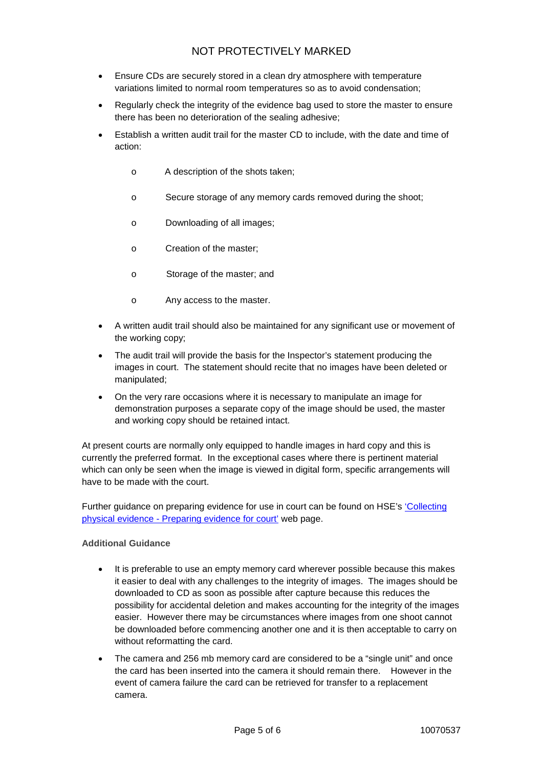- Ensure CDs are securely stored in a clean dry atmosphere with temperature variations limited to normal room temperatures so as to avoid condensation;
- Regularly check the integrity of the evidence bag used to store the master to ensure there has been no deterioration of the sealing adhesive;
- Establish a written audit trail for the master CD to include, with the date and time of action:
    - A description of the shots taken;
    - Secure storage of any memory cards removed during the shoot;
    - Downloading of all images;
    - Creation of the master;
    - Storage of the master; and
    - Any access to the master.
- A written audit trail should also be maintained for any significant use or movement of the working copy;
- The audit trail will provide the basis for the Inspector's statement producing the images in court. The statement should recite that no images have been deleted or manipulated;
- On the very rare occasions where it is necessary to manipulate an image for demonstration purposes a separate copy of the image should be used, the master and working copy should be retained intact.

At present courts are normally only equipped to handle images in hard copy and this is currently the preferred format. In the exceptional cases where there is pertinent material which can only be seen when the image is viewed in digital form, specific arrangements will have to be made with the court.

Further guidance on preparing evidence for use in court can be found on HSE's 'Collecting physical evidence - Preparing evidence for court' web page.

**Additional Guidance**

- It is preferable to use an empty memory card wherever possible because this makes it easier to deal with any challenges to the integrity of images. The images should be downloaded to CD as soon as possible after capture because this reduces the possibility for accidental deletion and makes accounting for the integrity of the images easier. However there may be circumstances where images from one shoot cannot be downloaded before commencing another one and it is then acceptable to carry on without reformatting the card.
- The camera and 256 mb memory card are considered to be a "single unit" and once the card has been inserted into the camera it should remain there. However in the event of camera failure the card can be retrieved for transfer to a replacement camera.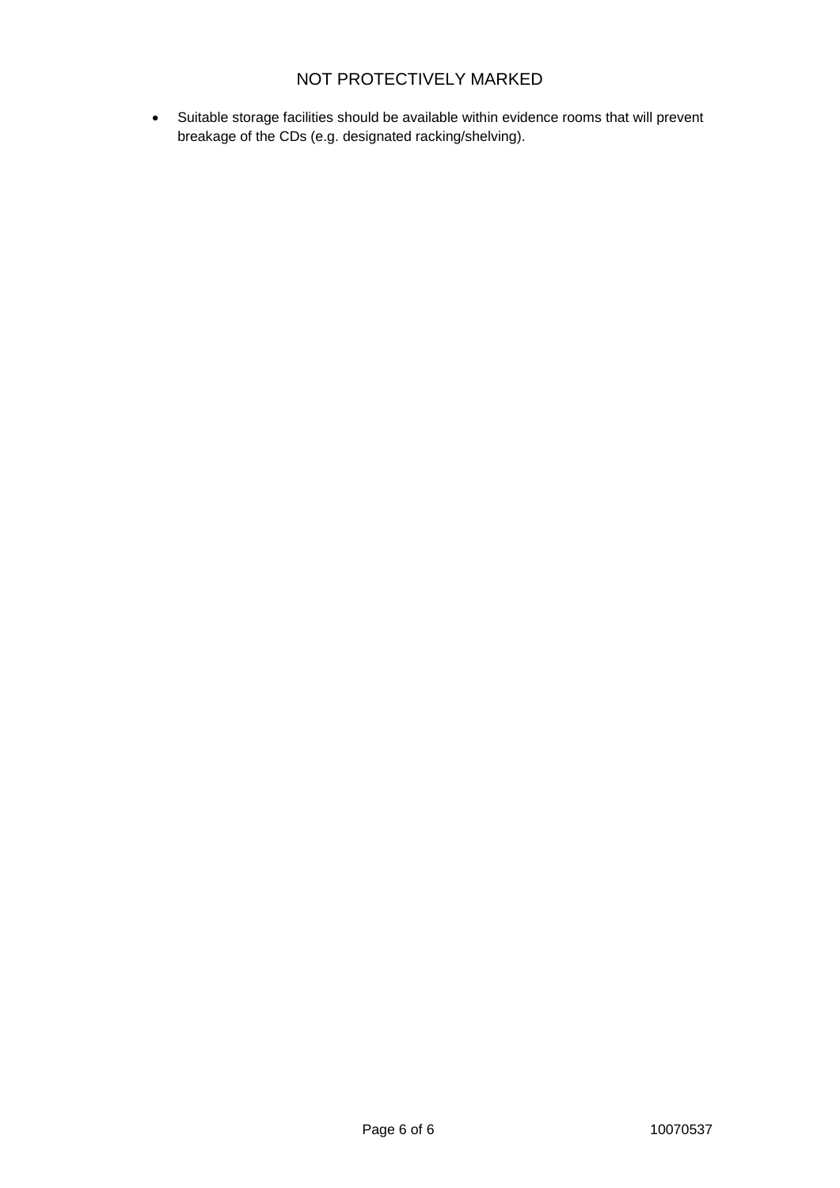- Suitable storage facilities should be available within evidence rooms that will prevent breakage of the CDs (e.g. designated racking/shelving).